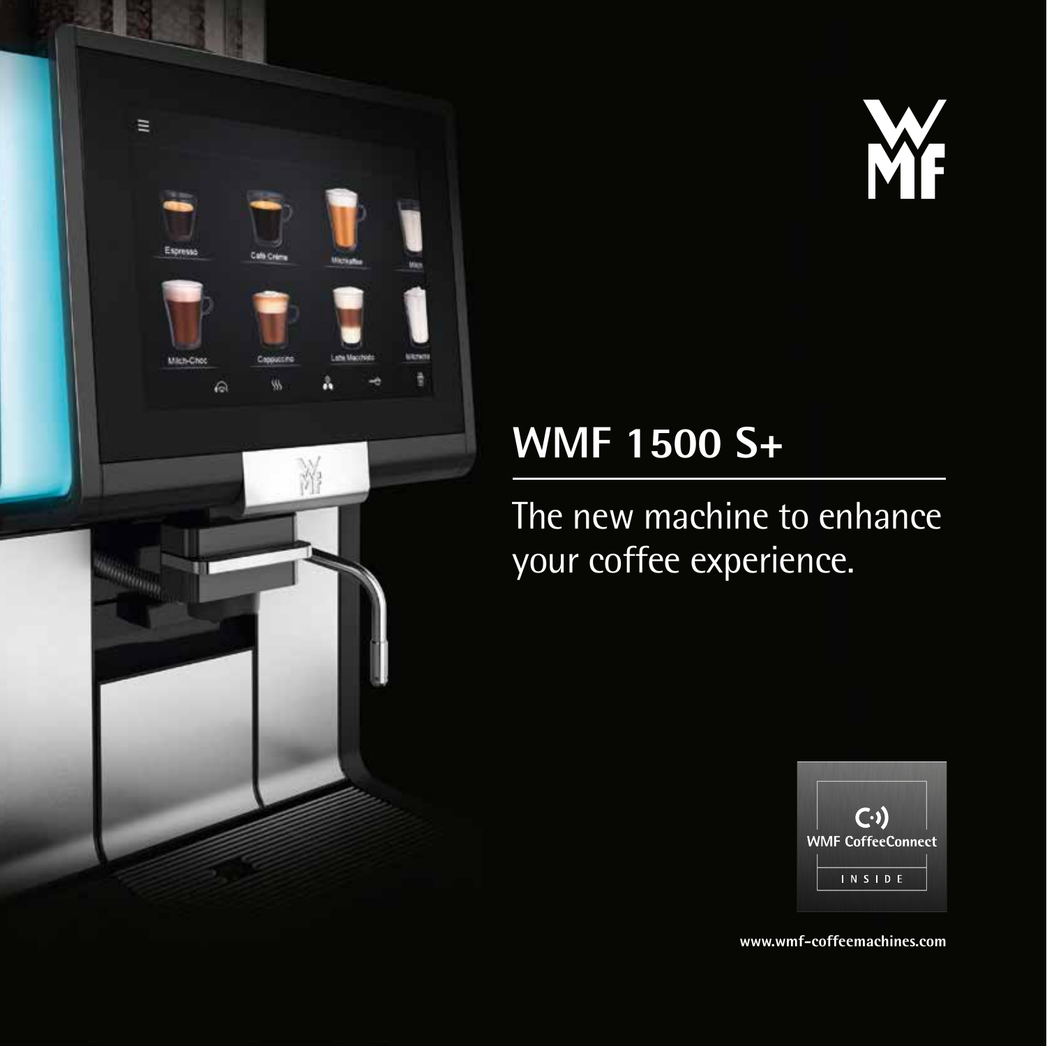# WMF 1500 S+

The new machine to enhance your coffee experience.

WMF CoffeeConnect

INSIDE

www.wmf-coffeemachines.com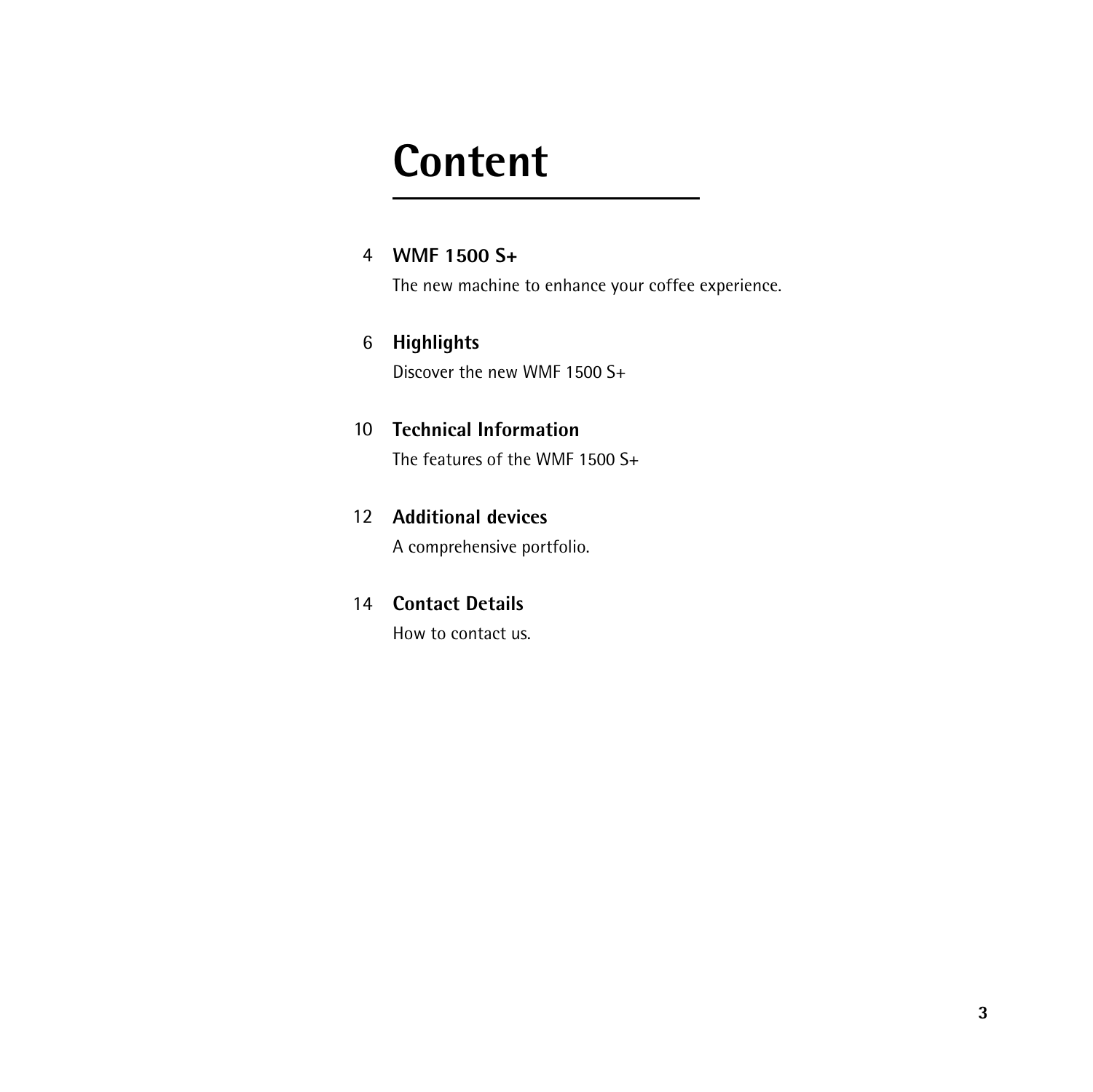# Content

4 **WMF 1500 S+**
The new machine to enhance your coffee experience.

6 **Highlights**
Discover the new WMF 1500 S+

10 **Technical Information**
The features of the WMF 1500 S+

12 **Additional devices**
A comprehensive portfolio.

14 **Contact Details**
How to contact us.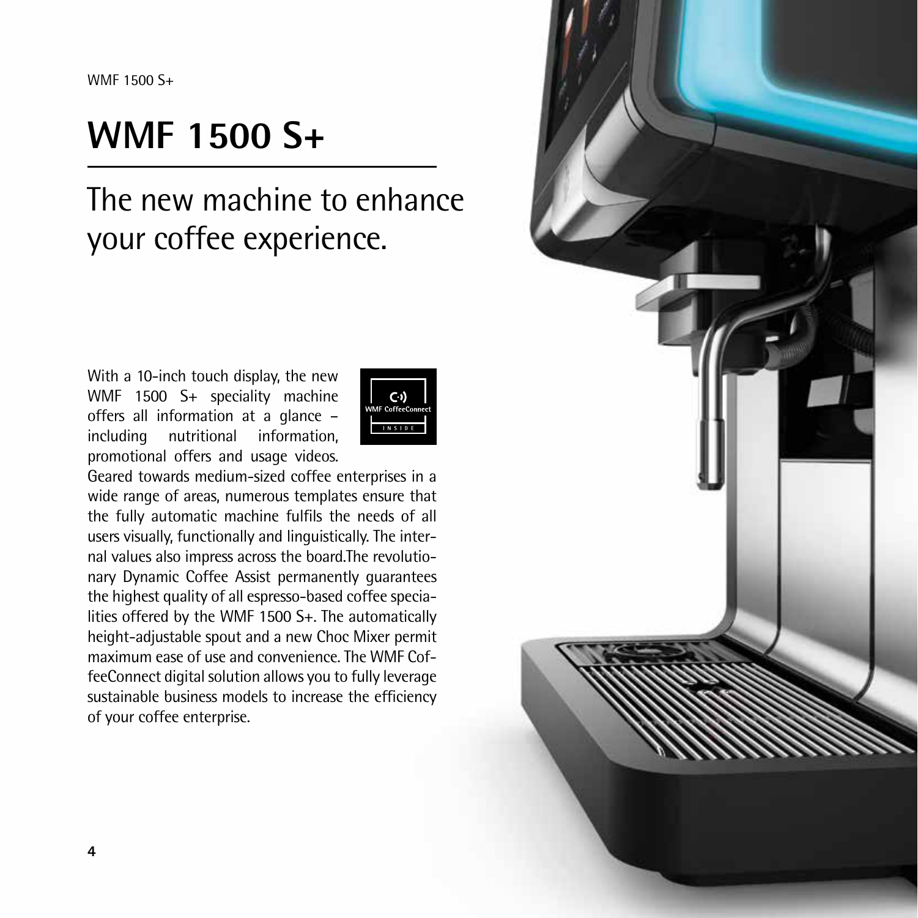# WMF 1500 S+

## The new machine to enhance your coffee experience.

WMF CoffeeConnect INSIDE

With a 10-inch touch display, the new WMF 1500 S+ speciality machine offers all information at a glance – including nutritional information, promotional offers and usage videos. Geared towards medium-sized coffee enterprises in a wide range of areas, numerous templates ensure that the fully automatic machine fulfils the needs of all users visually, functionally and linguistically. The internal values also impress across the board.The revolutionary Dynamic Coffee Assist permanently guarantees the highest quality of all espresso-based coffee specialities offered by the WMF 1500 S+. The automatically height-adjustable spout and a new Choc Mixer permit maximum ease of use and convenience. The WMF CoffeeConnect digital solution allows you to fully leverage sustainable business models to increase the efficiency of your coffee enterprise.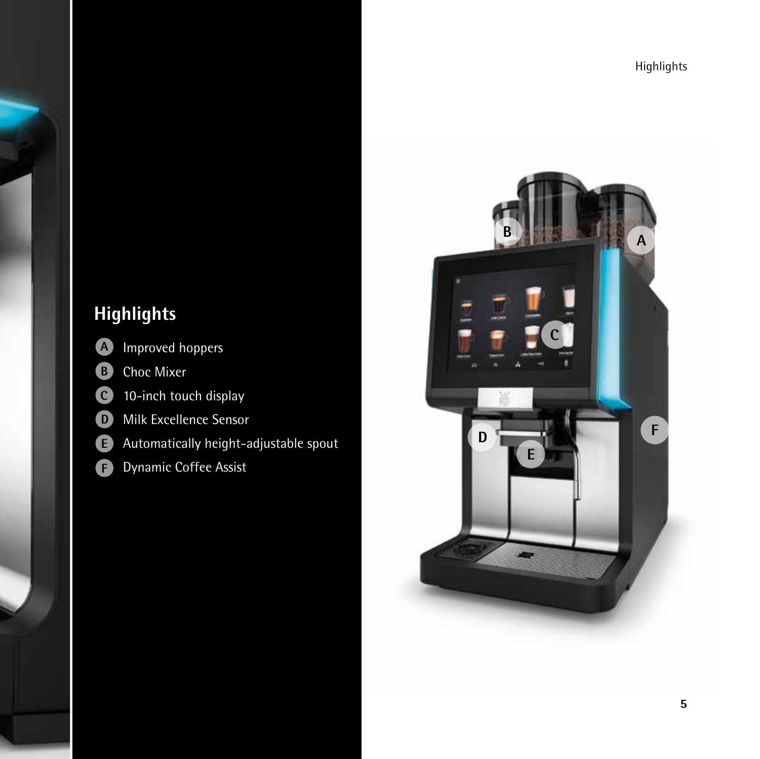## Highlights

- **A** Improved hoppers
- **B** Choc Mixer
- **C** 10-inch touch display
- **D** Milk Excellence Sensor
- **E** Automatically height-adjustable spout
- **F** Dynamic Coffee Assist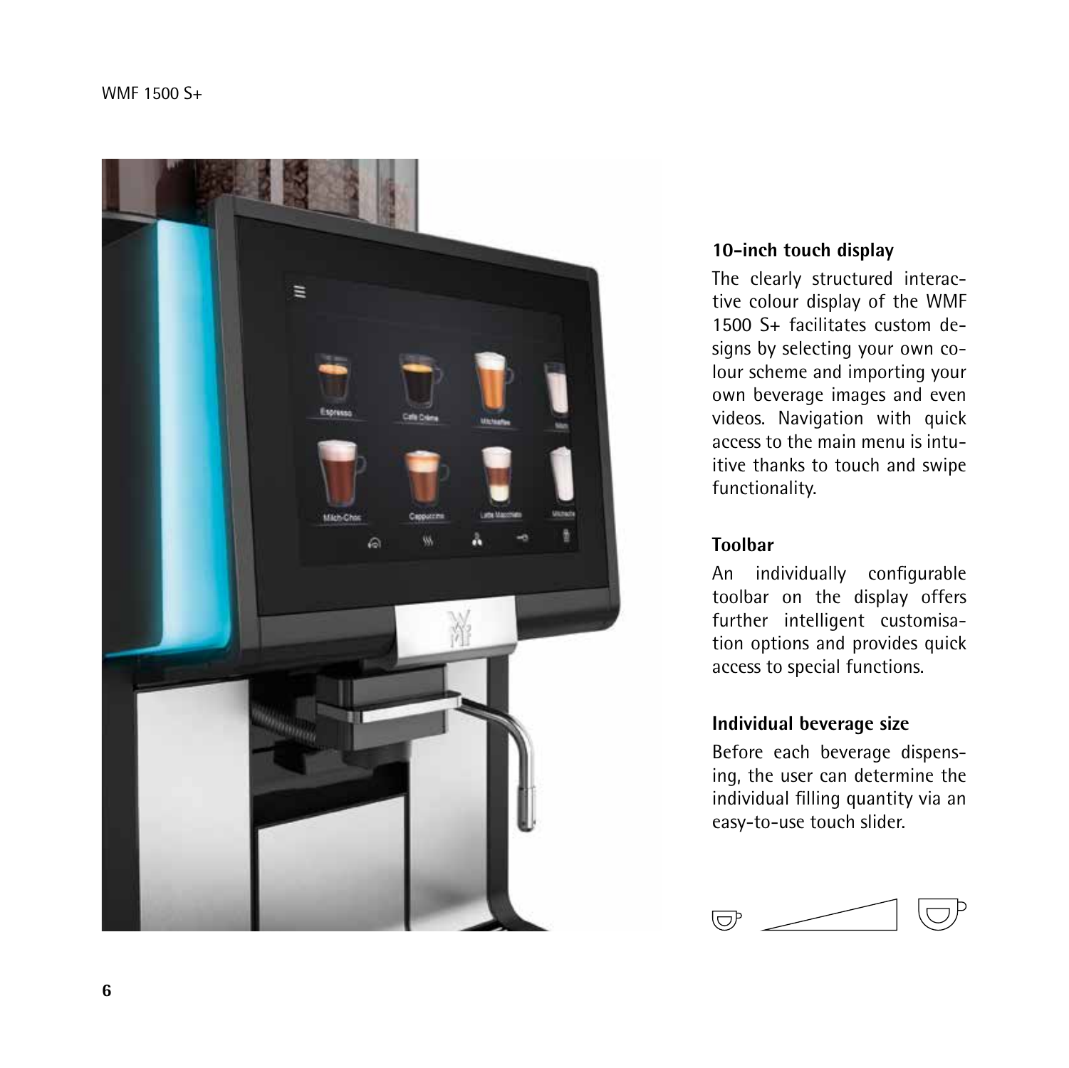### 10-inch touch display

The clearly structured interactive colour display of the WMF 1500 S+ facilitates custom designs by selecting your own colour scheme and importing your own beverage images and even videos. Navigation with quick access to the main menu is intuitive thanks to touch and swipe functionality.

### Toolbar

An individually configurable toolbar on the display offers further intelligent customisation options and provides quick access to special functions.

### Individual beverage size

Before each beverage dispensing, the user can determine the individual filling quantity via an easy-to-use touch slider.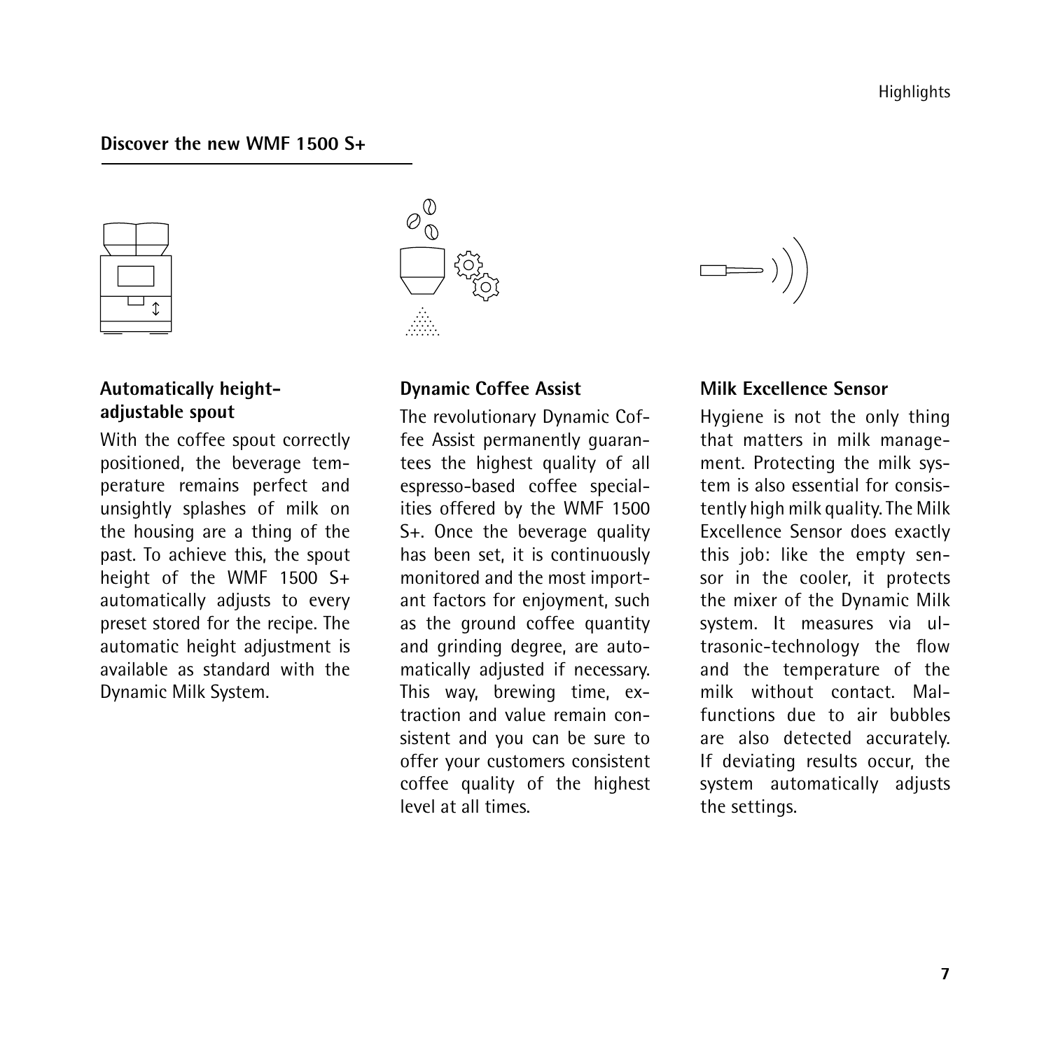## Discover the new WMF 1500 S+

### Automatically height-adjustable spout

With the coffee spout correctly positioned, the beverage temperature remains perfect and unsightly splashes of milk on the housing are a thing of the past. To achieve this, the spout height of the WMF 1500 S+ automatically adjusts to every preset stored for the recipe. The automatic height adjustment is available as standard with the Dynamic Milk System.

### Dynamic Coffee Assist

The revolutionary Dynamic Coffee Assist permanently guarantees the highest quality of all espresso-based coffee specialities offered by the WMF 1500 S+. Once the beverage quality has been set, it is continuously monitored and the most important factors for enjoyment, such as the ground coffee quantity and grinding degree, are automatically adjusted if necessary. This way, brewing time, extraction and value remain consistent and you can be sure to offer your customers consistent coffee quality of the highest level at all times.

### Milk Excellence Sensor

Hygiene is not the only thing that matters in milk management. Protecting the milk system is also essential for consistently high milk quality. The Milk Excellence Sensor does exactly this job: like the empty sensor in the cooler, it protects the mixer of the Dynamic Milk system. It measures via ultrasonic-technology the flow and the temperature of the milk without contact. Malfunctions due to air bubbles are also detected accurately. If deviating results occur, the system automatically adjusts the settings.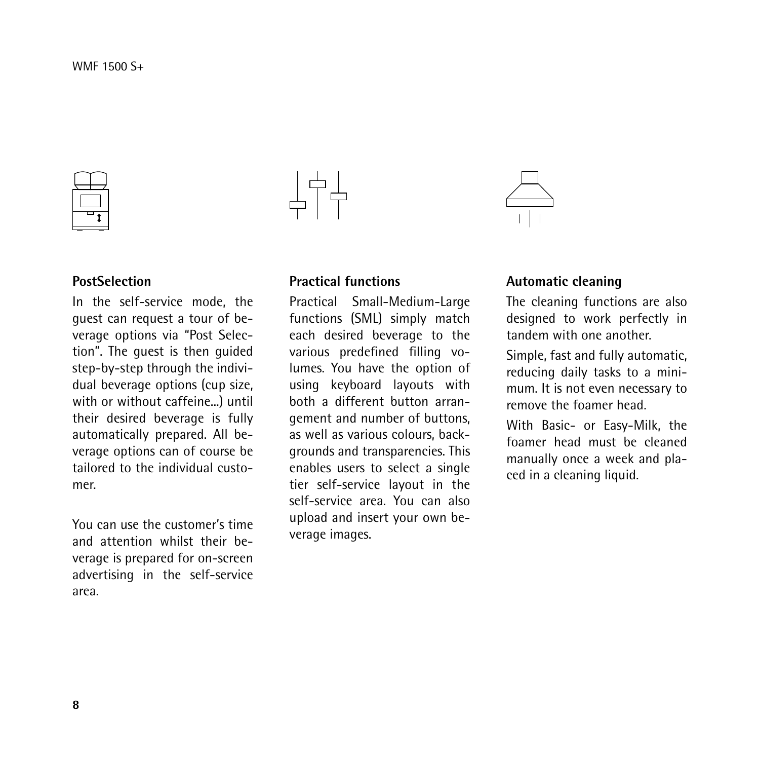### PostSelection

In the self-service mode, the guest can request a tour of beverage options via "Post Selection". The guest is then guided step-by-step through the individual beverage options (cup size, with or without caffeine...) until their desired beverage is fully automatically prepared. All beverage options can of course be tailored to the individual customer.

You can use the customer's time and attention whilst their beverage is prepared for on-screen advertising in the self-service area.

### Practical functions

Practical Small-Medium-Large functions (SML) simply match each desired beverage to the various predefined filling volumes. You have the option of using keyboard layouts with both a different button arrangement and number of buttons, as well as various colours, backgrounds and transparencies. This enables users to select a single tier self-service layout in the self-service area. You can also upload and insert your own beverage images.

### Automatic cleaning

The cleaning functions are also designed to work perfectly in tandem with one another.

Simple, fast and fully automatic, reducing daily tasks to a minimum. It is not even necessary to remove the foamer head.

With Basic- or Easy-Milk, the foamer head must be cleaned manually once a week and placed in a cleaning liquid.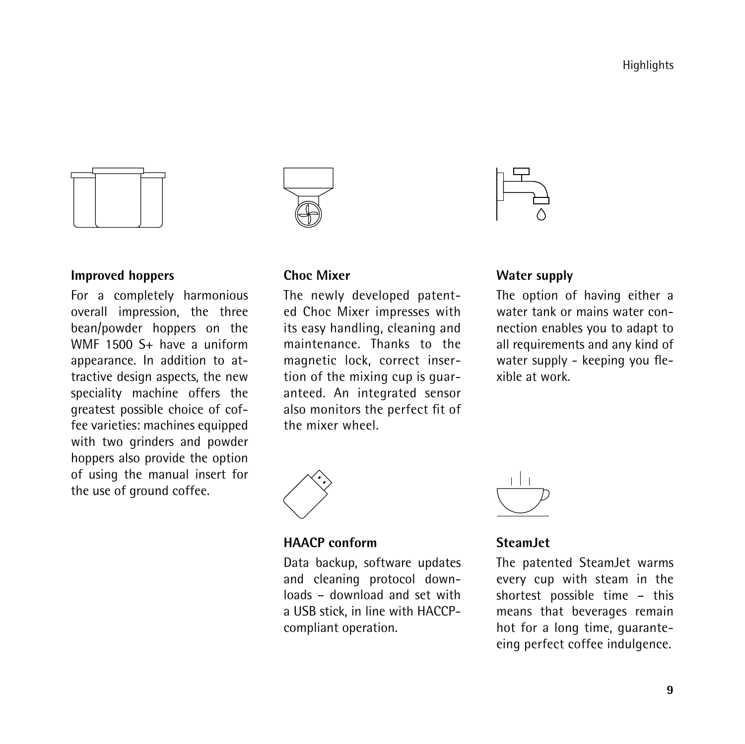### Improved hoppers

For a completely harmonious overall impression, the three bean/powder hoppers on the WMF 1500 S+ have a uniform appearance. In addition to attractive design aspects, the new speciality machine offers the greatest possible choice of coffee varieties: machines equipped with two grinders and powder hoppers also provide the option of using the manual insert for the use of ground coffee.

### Choc Mixer

The newly developed patented Choc Mixer impresses with its easy handling, cleaning and maintenance. Thanks to the magnetic lock, correct insertion of the mixing cup is guaranteed. An integrated sensor also monitors the perfect fit of the mixer wheel.

### HAACP conform

Data backup, software updates and cleaning protocol downloads – download and set with a USB stick, in line with HACCP-compliant operation.

### Water supply

The option of having either a water tank or mains water connection enables you to adapt to all requirements and any kind of water supply - keeping you flexible at work.

### SteamJet

The patented SteamJet warms every cup with steam in the shortest possible time – this means that beverages remain hot for a long time, guaranteeing perfect coffee indulgence.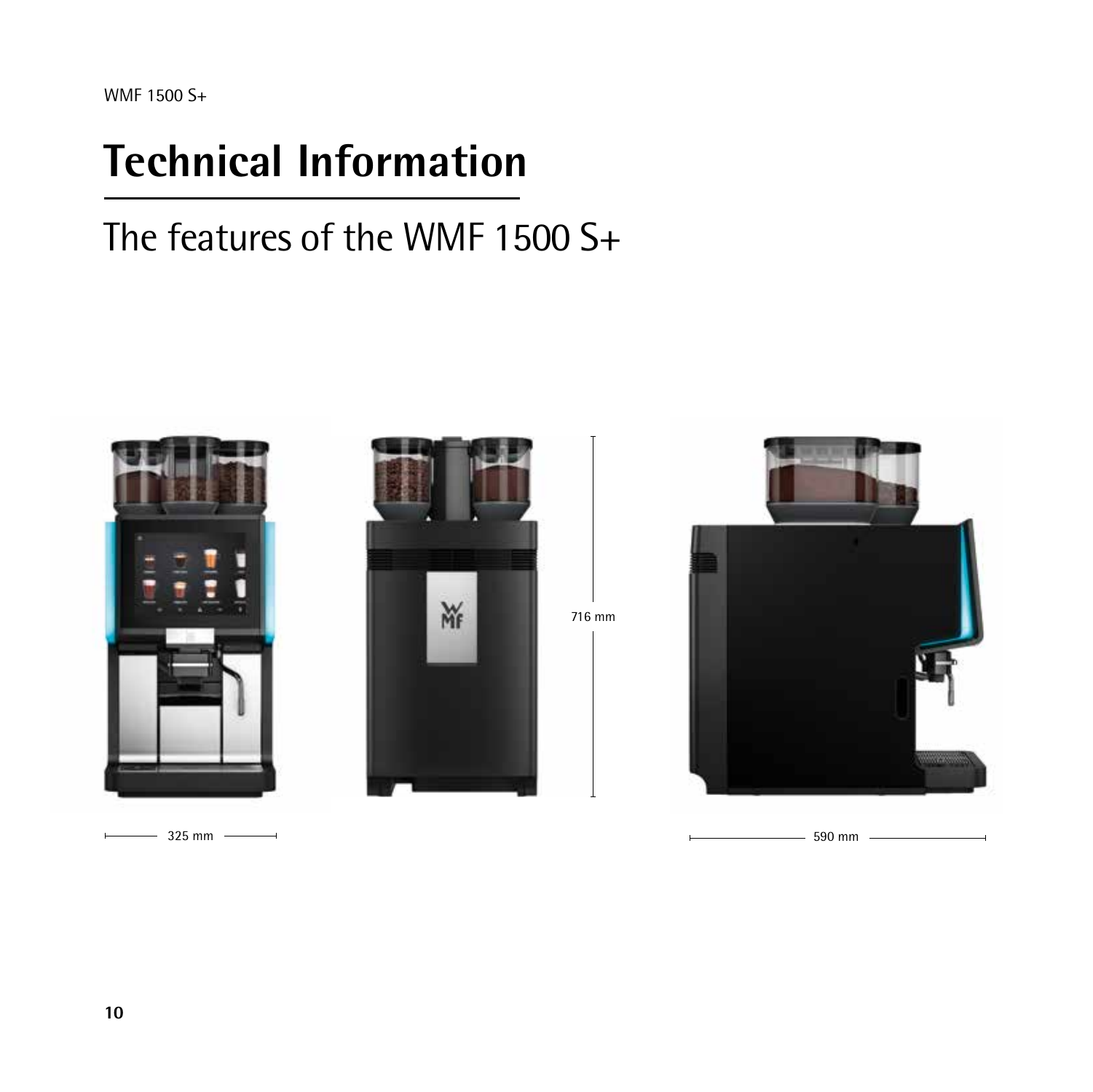# Technical Information

## The features of the WMF 1500 S+

716 mm

325 mm

590 mm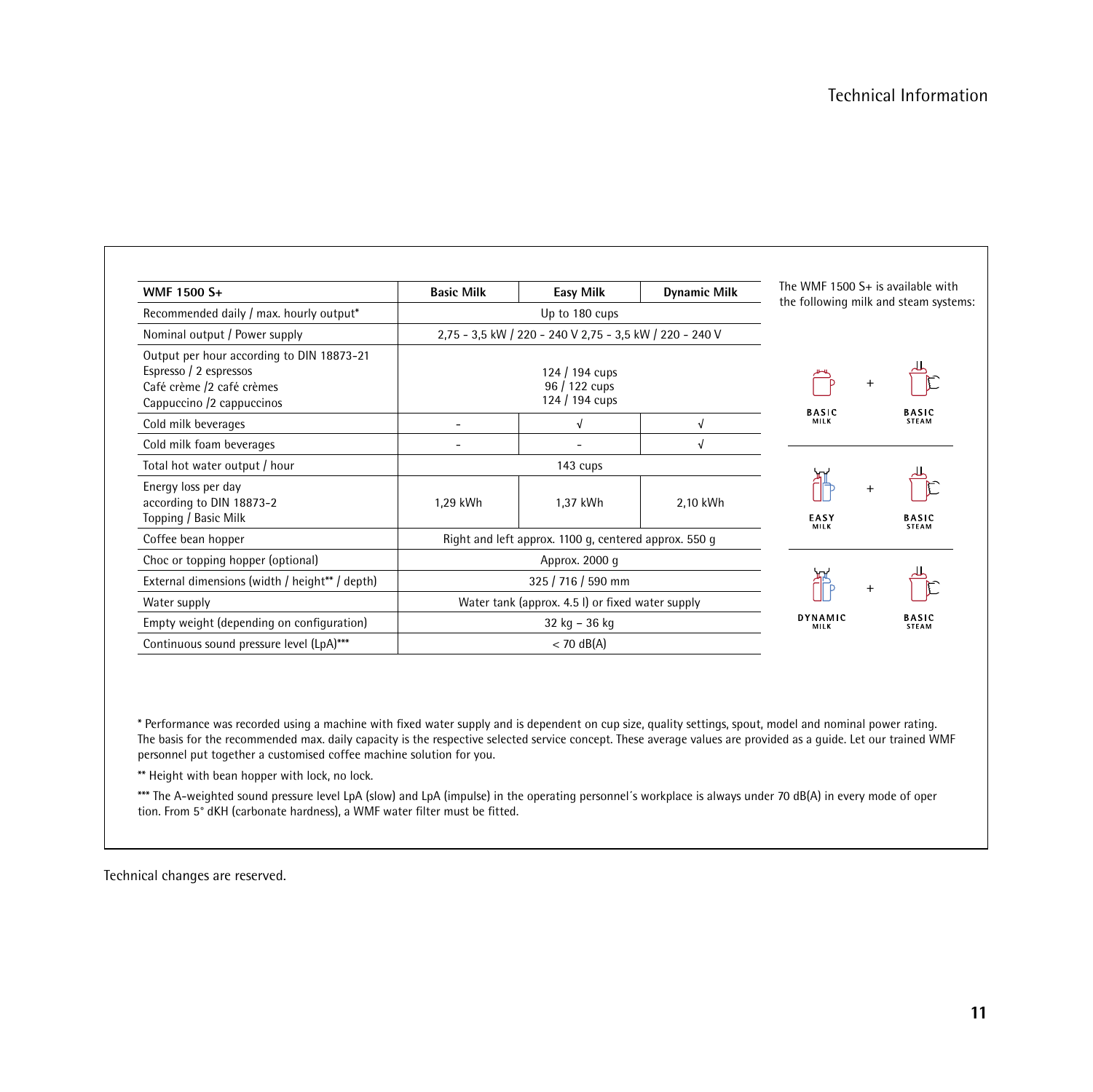# Technical Information

| WMF 1500 S+ | Basic Milk | Easy Milk | Dynamic Milk |
|---|---|---|---|
| Recommended daily / max. hourly output* | Up to 180 cups | | |
| Nominal output / Power supply | 2,75 - 3,5 kW / 220 - 240 V 2,75 - 3,5 kW / 220 - 240 V | | |
| Output per hour according to DIN 18873-21<br>Espresso / 2 espressos<br>Café crème /2 café crèmes<br>Cappuccino /2 cappuccinos | <br>124 / 194 cups<br>96 / 122 cups<br>124 / 194 cups | | |
| Cold milk beverages | - | √ | √ |
| Cold milk foam beverages | - | - | √ |
| Total hot water output / hour | 143 cups | | |
| Energy loss per day according to DIN 18873-2 Topping / Basic Milk | 1,29 kWh | 1,37 kWh | 2,10 kWh |
| Coffee bean hopper | Right and left approx. 1100 g, centered approx. 550 g | | |
| Choc or topping hopper (optional) | Approx. 2000 g | | |
| External dimensions (width / height** / depth) | 325 / 716 / 590 mm | | |
| Water supply | Water tank (approx. 4.5 l) or fixed water supply | | |
| Empty weight (depending on configuration) | 32 kg – 36 kg | | |
| Continuous sound pressure level (LpA)*** | < 70 dB(A) | | |

The WMF 1500 S+ is available with the following milk and steam systems:

- BASIC MILK + BASIC STEAM
- EASY MILK + BASIC STEAM
- DYNAMIC MILK + BASIC STEAM

* Performance was recorded using a machine with fixed water supply and is dependent on cup size, quality settings, spout, model and nominal power rating. The basis for the recommended max. daily capacity is the respective selected service concept. These average values are provided as a guide. Let our trained WMF personnel put together a customised coffee machine solution for you.

** Height with bean hopper with lock, no lock.

*** The A-weighted sound pressure level LpA (slow) and LpA (impulse) in the operating personnel´s workplace is always under 70 dB(A) in every mode of oper tion. From 5° dKH (carbonate hardness), a WMF water filter must be fitted.

Technical changes are reserved.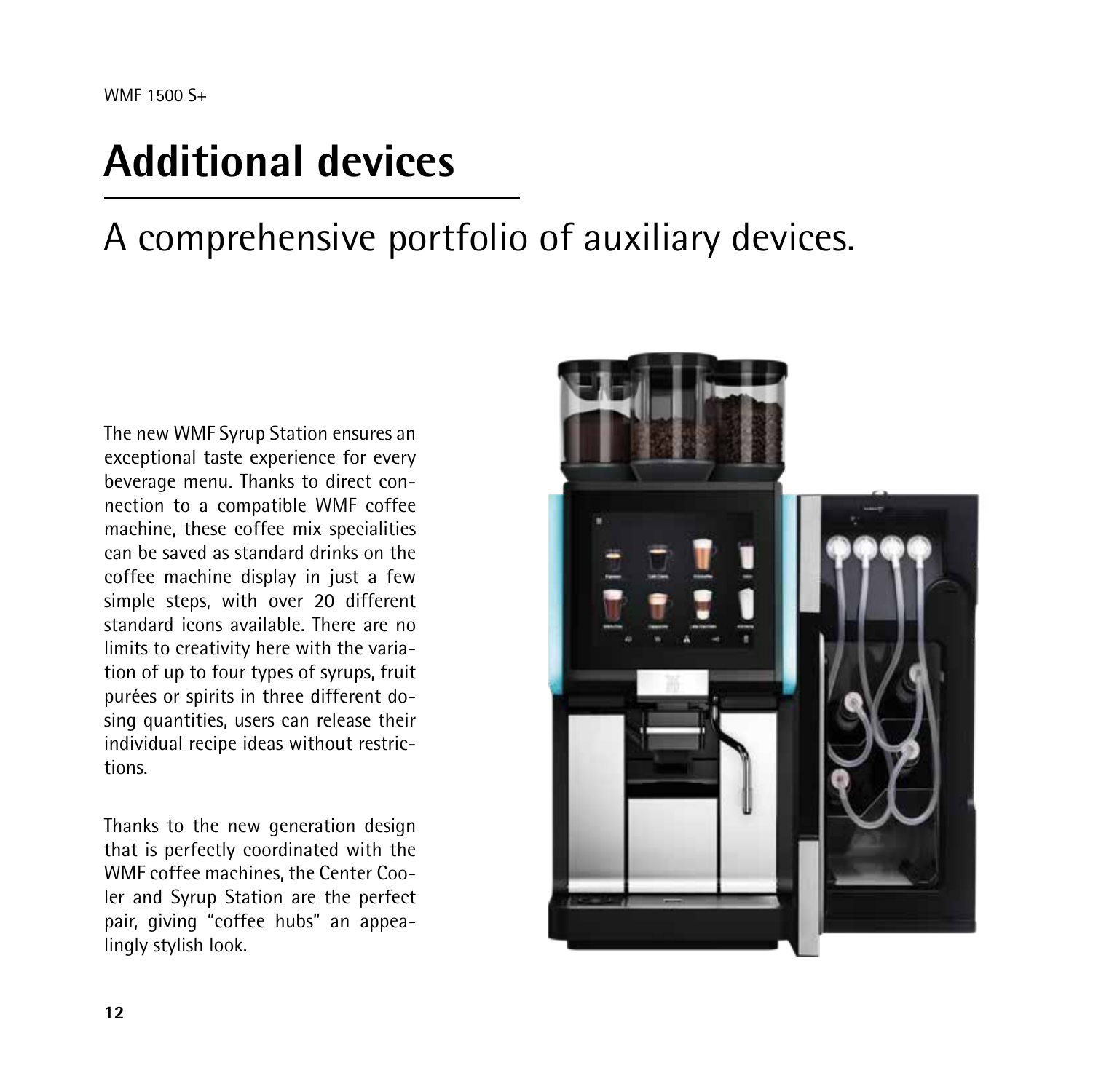# Additional devices

## A comprehensive portfolio of auxiliary devices.

The new WMF Syrup Station ensures an exceptional taste experience for every beverage menu. Thanks to direct connection to a compatible WMF coffee machine, these coffee mix specialities can be saved as standard drinks on the coffee machine display in just a few simple steps, with over 20 different standard icons available. There are no limits to creativity here with the variation of up to four types of syrups, fruit purées or spirits in three different dosing quantities, users can release their individual recipe ideas without restrictions.

Thanks to the new generation design that is perfectly coordinated with the WMF coffee machines, the Center Cooler and Syrup Station are the perfect pair, giving "coffee hubs" an appealingly stylish look.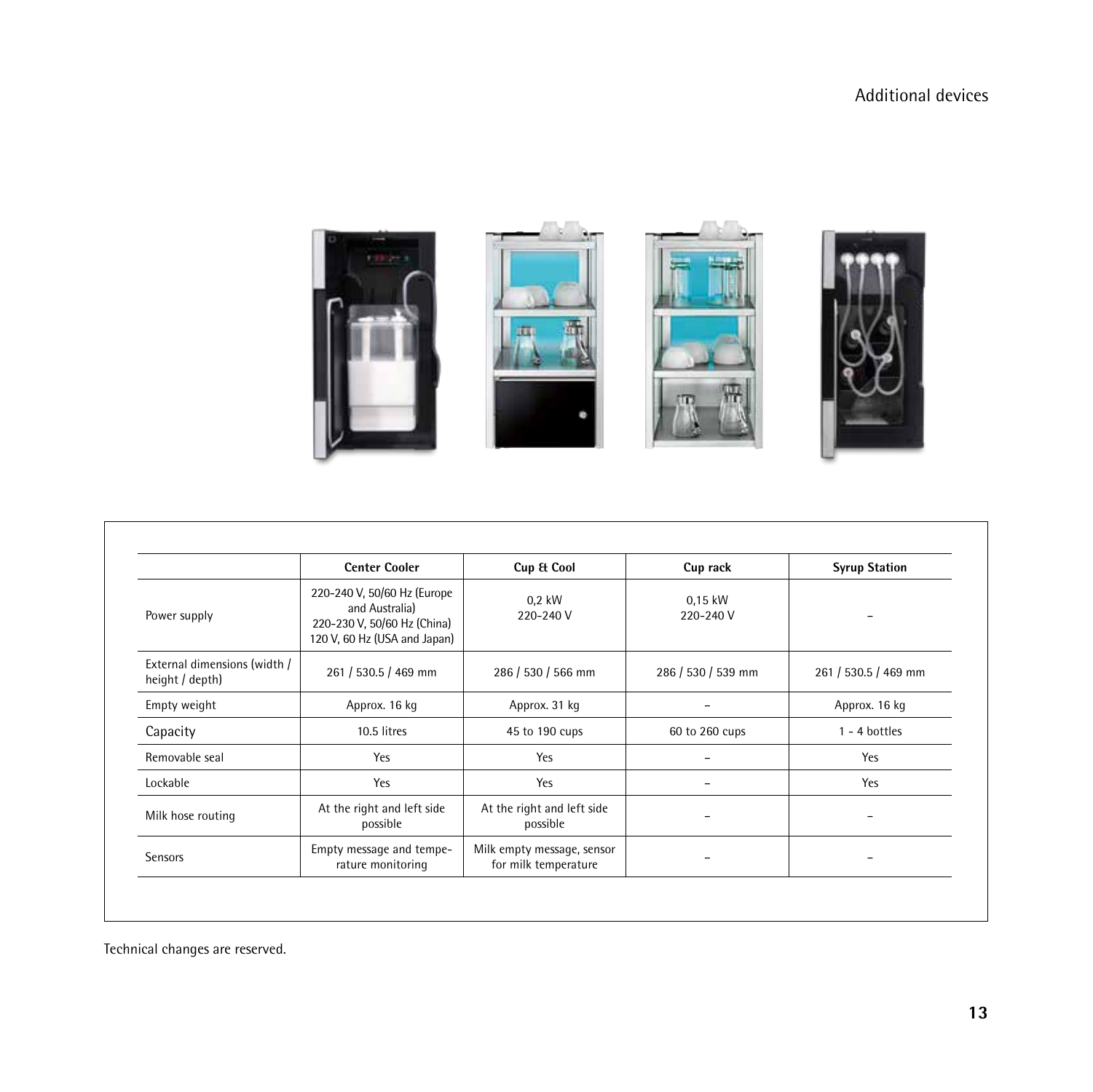# Additional devices

| | Center Cooler | Cup & Cool | Cup rack | Syrup Station |
|---|---|---|---|---|
| Power supply | 220-240 V, 50/60 Hz (Europe and Australia) 220-230 V, 50/60 Hz (China) 120 V, 60 Hz (USA and Japan) | 0,2 kW 220-240 V | 0,15 kW 220-240 V | – |
| External dimensions (width / height / depth) | 261 / 530.5 / 469 mm | 286 / 530 / 566 mm | 286 / 530 / 539 mm | 261 / 530.5 / 469 mm |
| Empty weight | Approx. 16 kg | Approx. 31 kg | – | Approx. 16 kg |
| Capacity | 10.5 litres | 45 to 190 cups | 60 to 260 cups | 1 - 4 bottles |
| Removable seal | Yes | Yes | – | Yes |
| Lockable | Yes | Yes | – | Yes |
| Milk hose routing | At the right and left side possible | At the right and left side possible | – | – |
| Sensors | Empty message and temperature monitoring | Milk empty message, sensor for milk temperature | – | – |

Technical changes are reserved.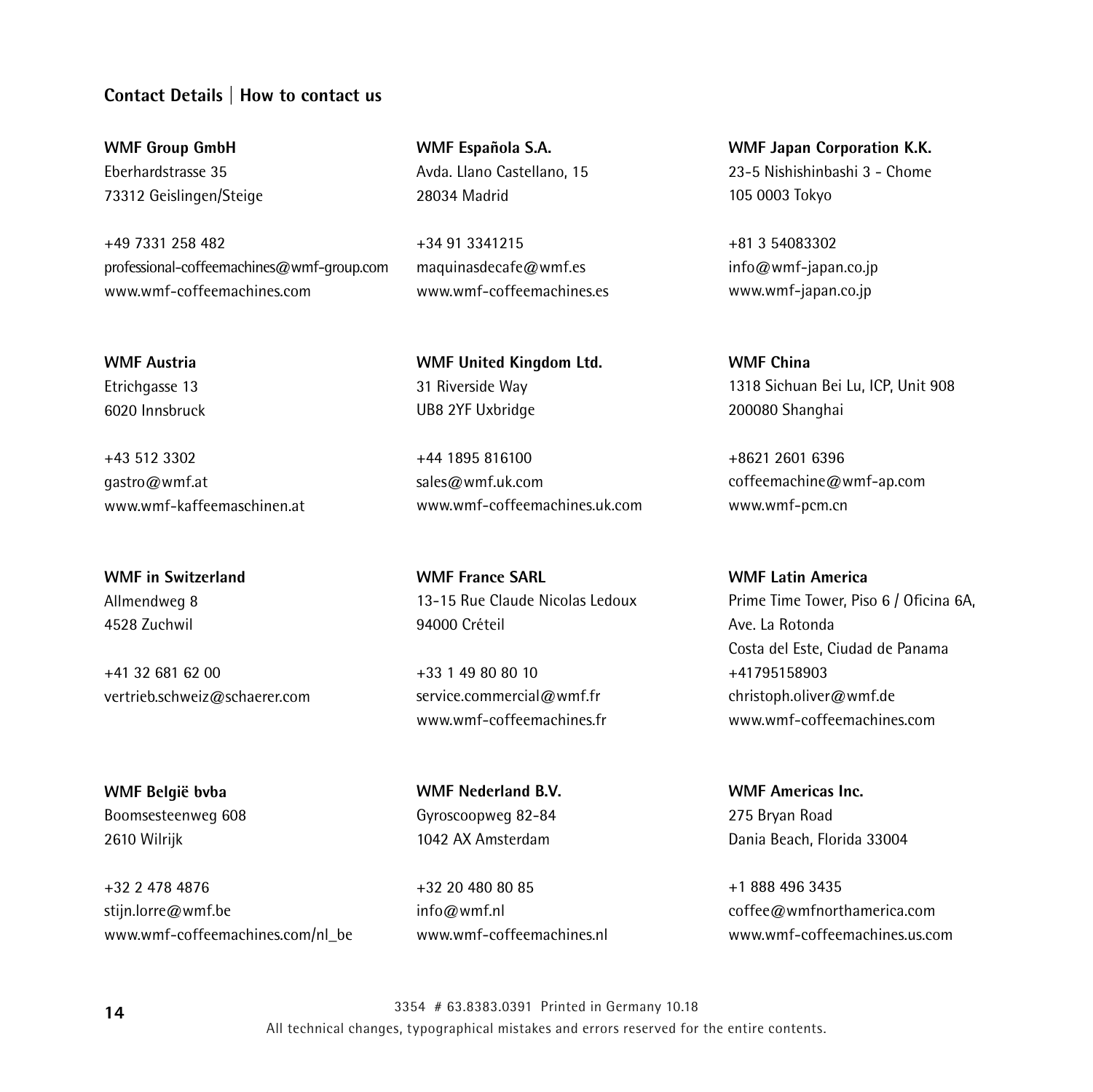## Contact Details | How to contact us

**WMF Group GmbH**
Eberhardstrasse 35
73312 Geislingen/Steige

+49 7331 258 482
professional-coffeemachines@wmf-group.com
www.wmf-coffeemachines.com

**WMF Austria**
Etrichgasse 13
6020 Innsbruck

+43 512 3302
gastro@wmf.at
www.wmf-kaffeemaschinen.at

**WMF in Switzerland**
Allmendweg 8
4528 Zuchwil

+41 32 681 62 00
vertrieb.schweiz@schaerer.com

**WMF België bvba**
Boomsesteenweg 608
2610 Wilrijk

+32 2 478 4876
stijn.lorre@wmf.be
www.wmf-coffeemachines.com/nl_be

**WMF Española S.A.**
Avda. Llano Castellano, 15
28034 Madrid

+34 91 3341215
maquinasdecafe@wmf.es
www.wmf-coffeemachines.es

**WMF United Kingdom Ltd.**
31 Riverside Way
UB8 2YF Uxbridge

+44 1895 816100
sales@wmf.uk.com
www.wmf-coffeemachines.uk.com

**WMF France SARL**
13-15 Rue Claude Nicolas Ledoux
94000 Créteil

+33 1 49 80 80 10
service.commercial@wmf.fr
www.wmf-coffeemachines.fr

**WMF Nederland B.V.**
Gyroscoopweg 82-84
1042 AX Amsterdam

+32 20 480 80 85
info@wmf.nl
www.wmf-coffeemachines.nl

**WMF Japan Corporation K.K.**
23-5 Nishishinbashi 3 - Chome
105 0003 Tokyo

+81 3 54083302
info@wmf-japan.co.jp
www.wmf-japan.co.jp

**WMF China**
1318 Sichuan Bei Lu, ICP, Unit 908
200080 Shanghai

+8621 2601 6396
coffeemachine@wmf-ap.com
www.wmf-pcm.cn

**WMF Latin America**
Prime Time Tower, Piso 6 / Oficina 6A,
Ave. La Rotonda
Costa del Este, Ciudad de Panama
+41795158903
christoph.oliver@wmf.de
www.wmf-coffeemachines.com

**WMF Americas Inc.**
275 Bryan Road
Dania Beach, Florida 33004

+1 888 496 3435
coffee@wmfnorthamerica.com
www.wmf-coffeemachines.us.com

3354 # 63.8383.0391 Printed in Germany 10.18
All technical changes, typographical mistakes and errors reserved for the entire contents.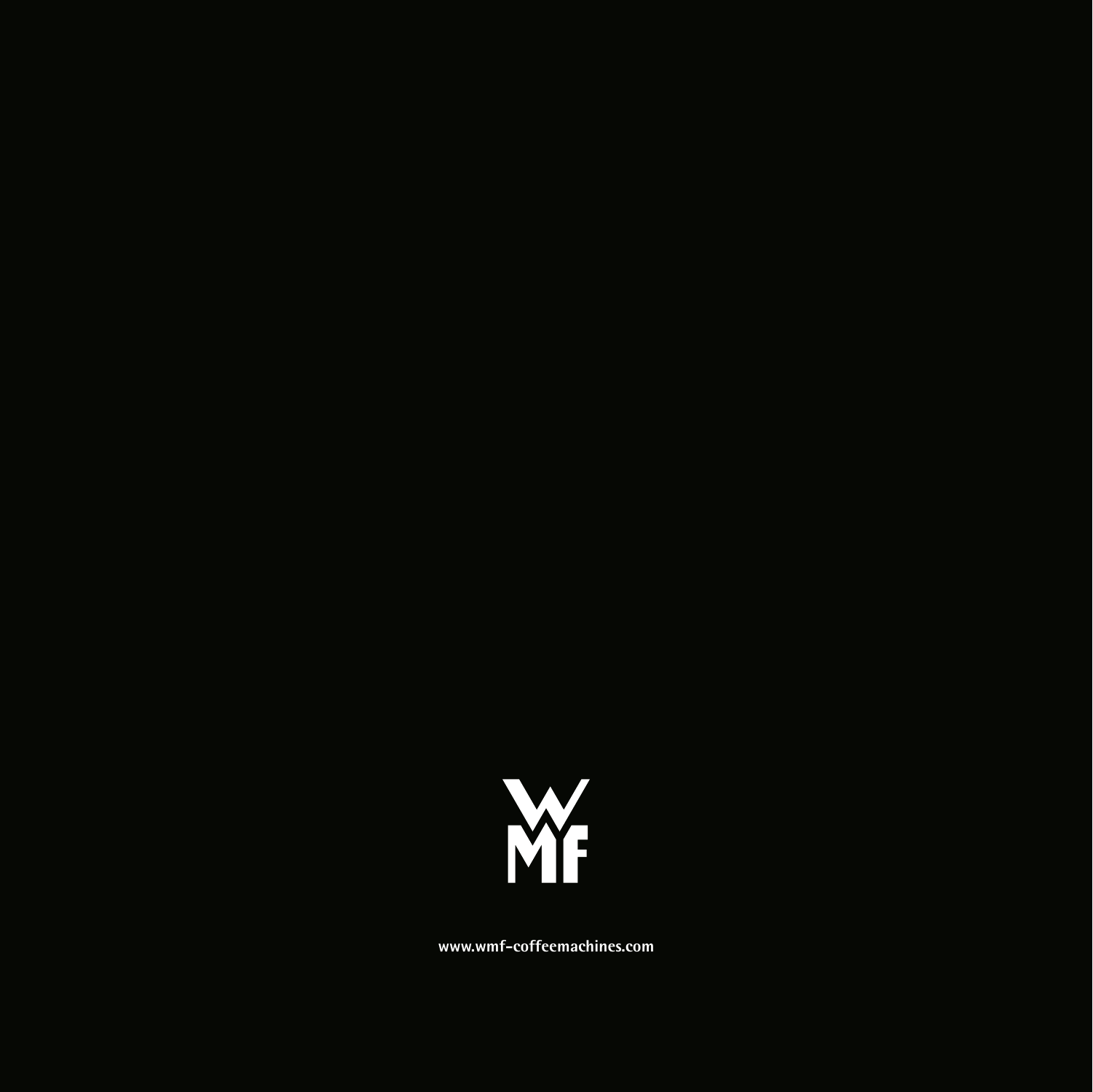WMF

www.wmf-coffeemachines.com